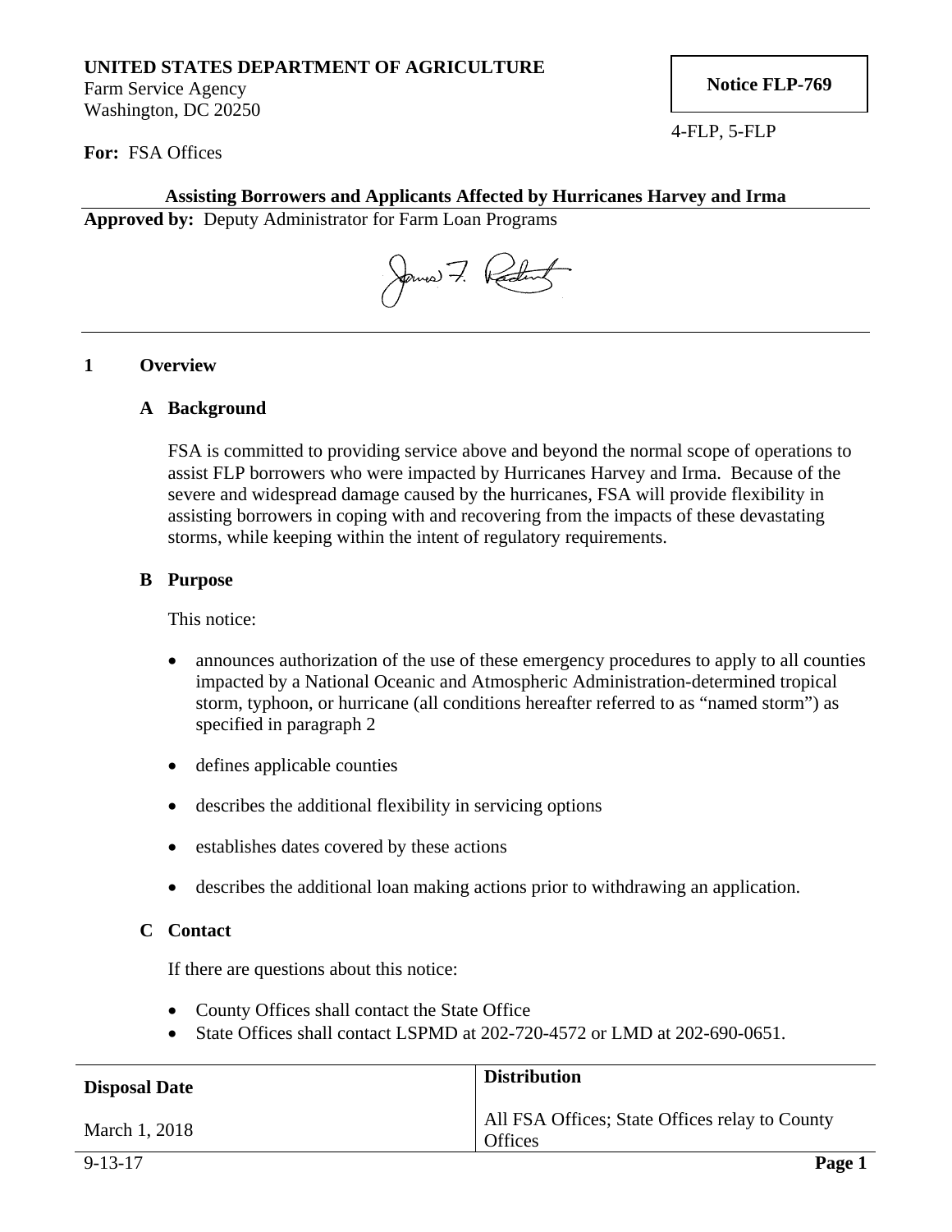**UNITED STATES DEPARTMENT OF AGRICULTURE**
Farm Service Agency
Washington, DC 20250

**Notice FLP-769**

4-FLP, 5-FLP

**For:** FSA Offices

**Assisting Borrowers and Applicants Affected by Hurricanes Harvey and Irma**

**Approved by:** Deputy Administrator for Farm Loan Programs

## 1 Overview

### A Background

FSA is committed to providing service above and beyond the normal scope of operations to assist FLP borrowers who were impacted by Hurricanes Harvey and Irma. Because of the severe and widespread damage caused by the hurricanes, FSA will provide flexibility in assisting borrowers in coping with and recovering from the impacts of these devastating storms, while keeping within the intent of regulatory requirements.

### B Purpose

This notice:

- announces authorization of the use of these emergency procedures to apply to all counties impacted by a National Oceanic and Atmospheric Administration-determined tropical storm, typhoon, or hurricane (all conditions hereafter referred to as "named storm") as specified in paragraph 2
- defines applicable counties
- describes the additional flexibility in servicing options
- establishes dates covered by these actions
- describes the additional loan making actions prior to withdrawing an application.

### C Contact

If there are questions about this notice:

- County Offices shall contact the State Office
- State Offices shall contact LSPMD at 202-720-4572 or LMD at 202-690-0651.

| Disposal Date | Distribution |
|---|---|
| March 1, 2018 | All FSA Offices; State Offices relay to County Offices |

9-13-17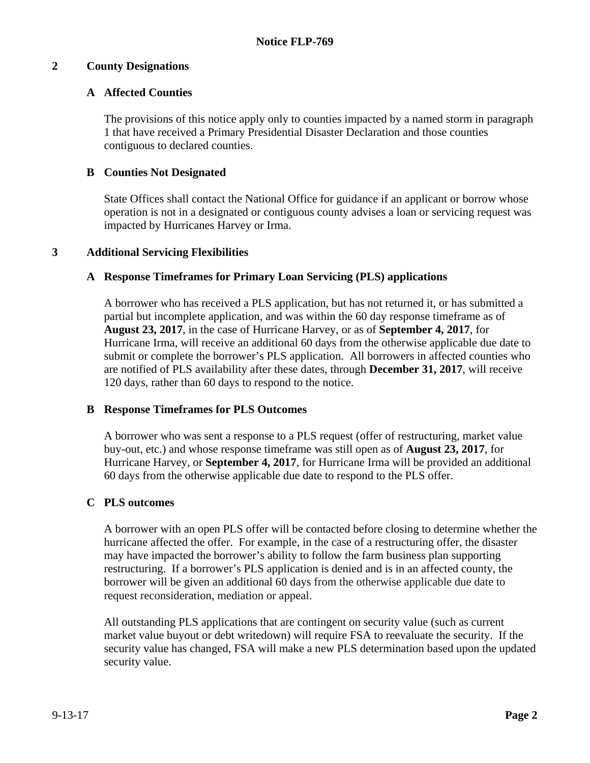## 2 County Designations

### A Affected Counties

The provisions of this notice apply only to counties impacted by a named storm in paragraph 1 that have received a Primary Presidential Disaster Declaration and those counties contiguous to declared counties.

### B Counties Not Designated

State Offices shall contact the National Office for guidance if an applicant or borrow whose operation is not in a designated or contiguous county advises a loan or servicing request was impacted by Hurricanes Harvey or Irma.

## 3 Additional Servicing Flexibilities

### A Response Timeframes for Primary Loan Servicing (PLS) applications

A borrower who has received a PLS application, but has not returned it, or has submitted a partial but incomplete application, and was within the 60 day response timeframe as of **August 23, 2017**, in the case of Hurricane Harvey, or as of **September 4, 2017**, for Hurricane Irma, will receive an additional 60 days from the otherwise applicable due date to submit or complete the borrower's PLS application. All borrowers in affected counties who are notified of PLS availability after these dates, through **December 31, 2017**, will receive 120 days, rather than 60 days to respond to the notice.

### B Response Timeframes for PLS Outcomes

A borrower who was sent a response to a PLS request (offer of restructuring, market value buy-out, etc.) and whose response timeframe was still open as of **August 23, 2017**, for Hurricane Harvey, or **September 4, 2017**, for Hurricane Irma will be provided an additional 60 days from the otherwise applicable due date to respond to the PLS offer.

### C PLS outcomes

A borrower with an open PLS offer will be contacted before closing to determine whether the hurricane affected the offer. For example, in the case of a restructuring offer, the disaster may have impacted the borrower's ability to follow the farm business plan supporting restructuring. If a borrower's PLS application is denied and is in an affected county, the borrower will be given an additional 60 days from the otherwise applicable due date to request reconsideration, mediation or appeal.

All outstanding PLS applications that are contingent on security value (such as current market value buyout or debt writedown) will require FSA to reevaluate the security. If the security value has changed, FSA will make a new PLS determination based upon the updated security value.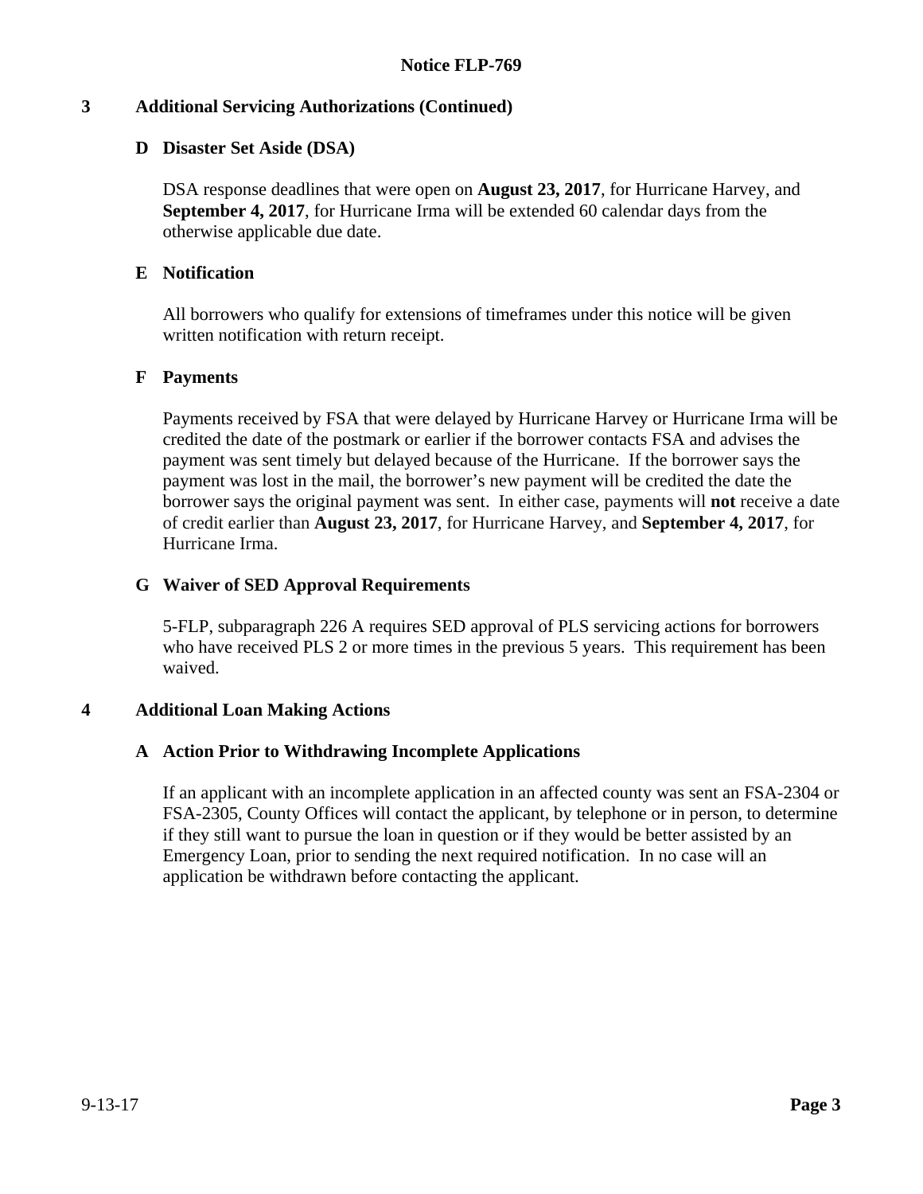## 3 Additional Servicing Authorizations (Continued)

### D Disaster Set Aside (DSA)

DSA response deadlines that were open on **August 23, 2017**, for Hurricane Harvey, and **September 4, 2017**, for Hurricane Irma will be extended 60 calendar days from the otherwise applicable due date.

### E Notification

All borrowers who qualify for extensions of timeframes under this notice will be given written notification with return receipt.

### F Payments

Payments received by FSA that were delayed by Hurricane Harvey or Hurricane Irma will be credited the date of the postmark or earlier if the borrower contacts FSA and advises the payment was sent timely but delayed because of the Hurricane. If the borrower says the payment was lost in the mail, the borrower's new payment will be credited the date the borrower says the original payment was sent. In either case, payments will **not** receive a date of credit earlier than **August 23, 2017**, for Hurricane Harvey, and **September 4, 2017**, for Hurricane Irma.

### G Waiver of SED Approval Requirements

5-FLP, subparagraph 226 A requires SED approval of PLS servicing actions for borrowers who have received PLS 2 or more times in the previous 5 years. This requirement has been waived.

## 4 Additional Loan Making Actions

### A Action Prior to Withdrawing Incomplete Applications

If an applicant with an incomplete application in an affected county was sent an FSA-2304 or FSA-2305, County Offices will contact the applicant, by telephone or in person, to determine if they still want to pursue the loan in question or if they would be better assisted by an Emergency Loan, prior to sending the next required notification. In no case will an application be withdrawn before contacting the applicant.